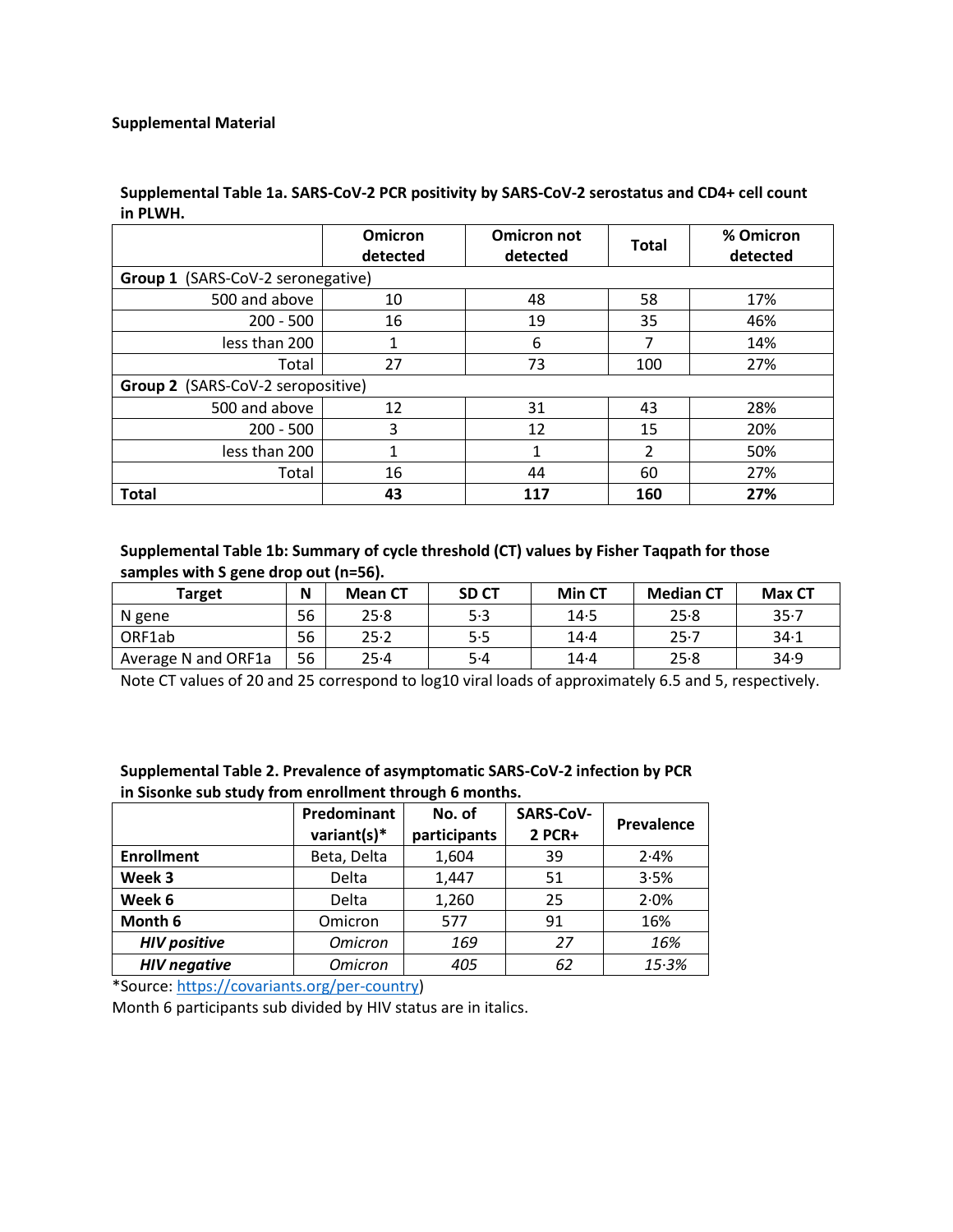**Supplemental Material**

**Supplemental Table 1a. SARS-CoV-2 PCR positivity by SARS-CoV-2 serostatus and CD4+ cell count in PLWH.**

| | Omicron detected | Omicron not detected | Total | % Omicron detected |
|---|---|---|---|---|
| **Group 1** (SARS-CoV-2 seronegative) | | | | |
| 500 and above | 10 | 48 | 58 | 17% |
| 200 - 500 | 16 | 19 | 35 | 46% |
| less than 200 | 1 | 6 | 7 | 14% |
| Total | 27 | 73 | 100 | 27% |
| **Group 2** (SARS-CoV-2 seropositive) | | | | |
| 500 and above | 12 | 31 | 43 | 28% |
| 200 - 500 | 3 | 12 | 15 | 20% |
| less than 200 | 1 | 1 | 2 | 50% |
| Total | 16 | 44 | 60 | 27% |
| **Total** | **43** | **117** | **160** | **27%** |

**Supplemental Table 1b: Summary of cycle threshold (CT) values by Fisher Taqpath for those samples with S gene drop out (n=56).**

| Target | N | Mean CT | SD CT | Min CT | Median CT | Max CT |
|---|---|---|---|---|---|---|
| N gene | 56 | 25·8 | 5·3 | 14·5 | 25·8 | 35·7 |
| ORF1ab | 56 | 25·2 | 5·5 | 14·4 | 25·7 | 34·1 |
| Average N and ORF1a | 56 | 25·4 | 5·4 | 14·4 | 25·8 | 34·9 |

Note CT values of 20 and 25 correspond to log10 viral loads of approximately 6.5 and 5, respectively.

**Supplemental Table 2. Prevalence of asymptomatic SARS-CoV-2 infection by PCR in Sisonke sub study from enrollment through 6 months.**

| | Predominant variant(s)* | No. of participants | SARS-CoV-2 PCR+ | Prevalence |
|---|---|---|---|---|
| **Enrollment** | Beta, Delta | 1,604 | 39 | 2·4% |
| **Week 3** | Delta | 1,447 | 51 | 3·5% |
| **Week 6** | Delta | 1,260 | 25 | 2·0% |
| **Month 6** | Omicron | 577 | 91 | 16% |
| ***HIV positive*** | *Omicron* | *169* | *27* | *16%* |
| ***HIV negative*** | *Omicron* | *405* | *62* | *15·3%* |

*Source: https://covariants.org/per-country)

Month 6 participants sub divided by HIV status are in italics.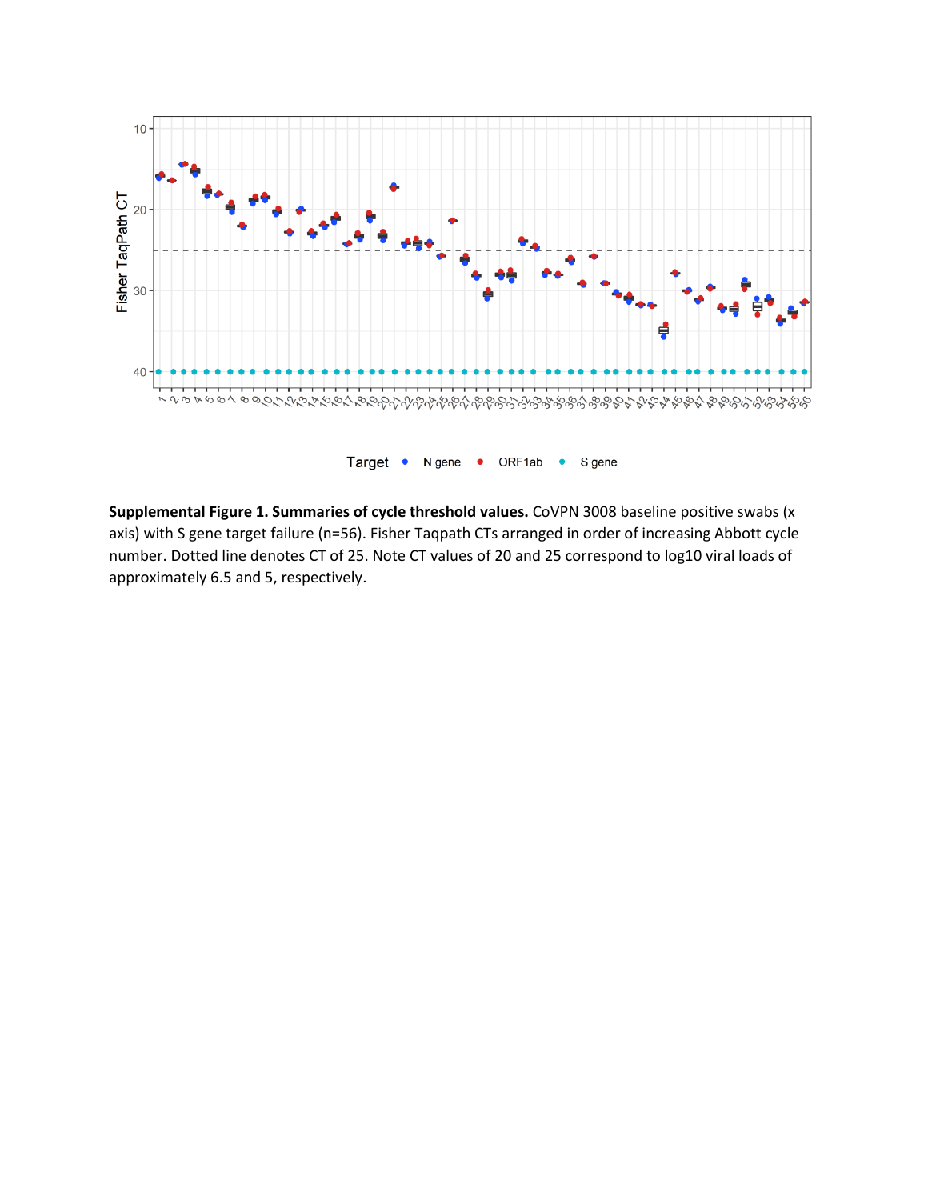Fisher TaqPath CT

10

20

30

40

1 2 3 4 5 6 7 8 9 10 11 12 13 14 15 16 17 18 19 20 21 22 23 24 25 26 27 28 29 30 31 32 33 34 35 36 37 38 39 40 41 42 43 44 45 46 47 48 49 50 51 52 53 54 55 56

Target • N gene • ORF1ab • S gene

**Supplemental Figure 1. Summaries of cycle threshold values.** CoVPN 3008 baseline positive swabs (x axis) with S gene target failure (n=56). Fisher Taqpath CTs arranged in order of increasing Abbott cycle number. Dotted line denotes CT of 25. Note CT values of 20 and 25 correspond to log10 viral loads of approximately 6.5 and 5, respectively.